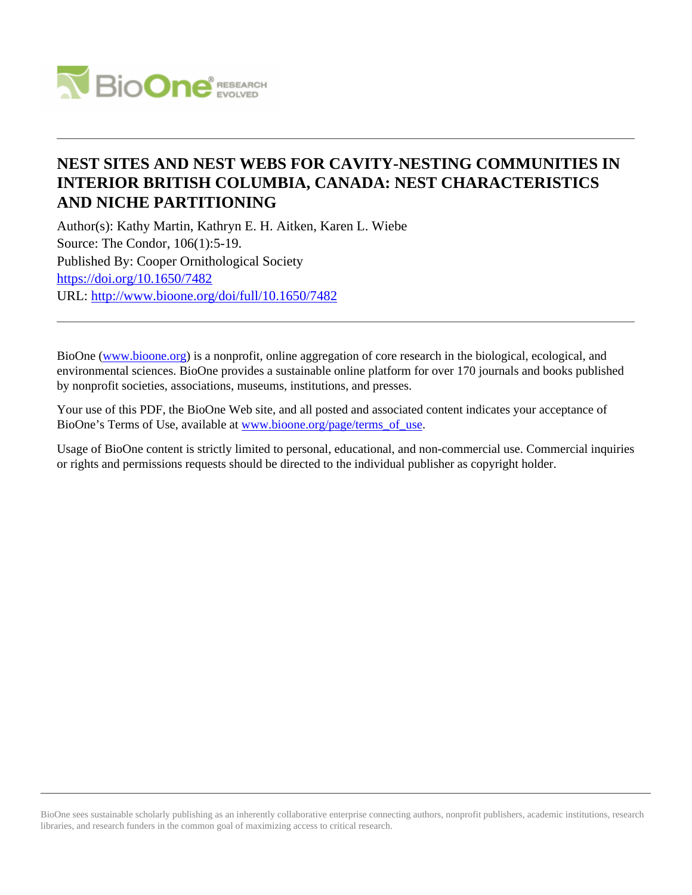# NEST SITES AND NEST WEBS FOR CAVITY-NESTING COMMUNITIES IN INTERIOR BRITISH COLUMBIA, CANADA: NEST CHARACTERISTICS AND NICHE PARTITIONING

Author(s): Kathy Martin, Kathryn E. H. Aitken, Karen L. Wiebe
Source: The Condor, 106(1):5-19.
Published By: Cooper Ornithological Society
https://doi.org/10.1650/7482
URL: http://www.bioone.org/doi/full/10.1650/7482

---

BioOne (www.bioone.org) is a nonprofit, online aggregation of core research in the biological, ecological, and environmental sciences. BioOne provides a sustainable online platform for over 170 journals and books published by nonprofit societies, associations, museums, institutions, and presses.

Your use of this PDF, the BioOne Web site, and all posted and associated content indicates your acceptance of BioOne's Terms of Use, available at www.bioone.org/page/terms_of_use.

Usage of BioOne content is strictly limited to personal, educational, and non-commercial use. Commercial inquiries or rights and permissions requests should be directed to the individual publisher as copyright holder.

---

BioOne sees sustainable scholarly publishing as an inherently collaborative enterprise connecting authors, nonprofit publishers, academic institutions, research libraries, and research funders in the common goal of maximizing access to critical research.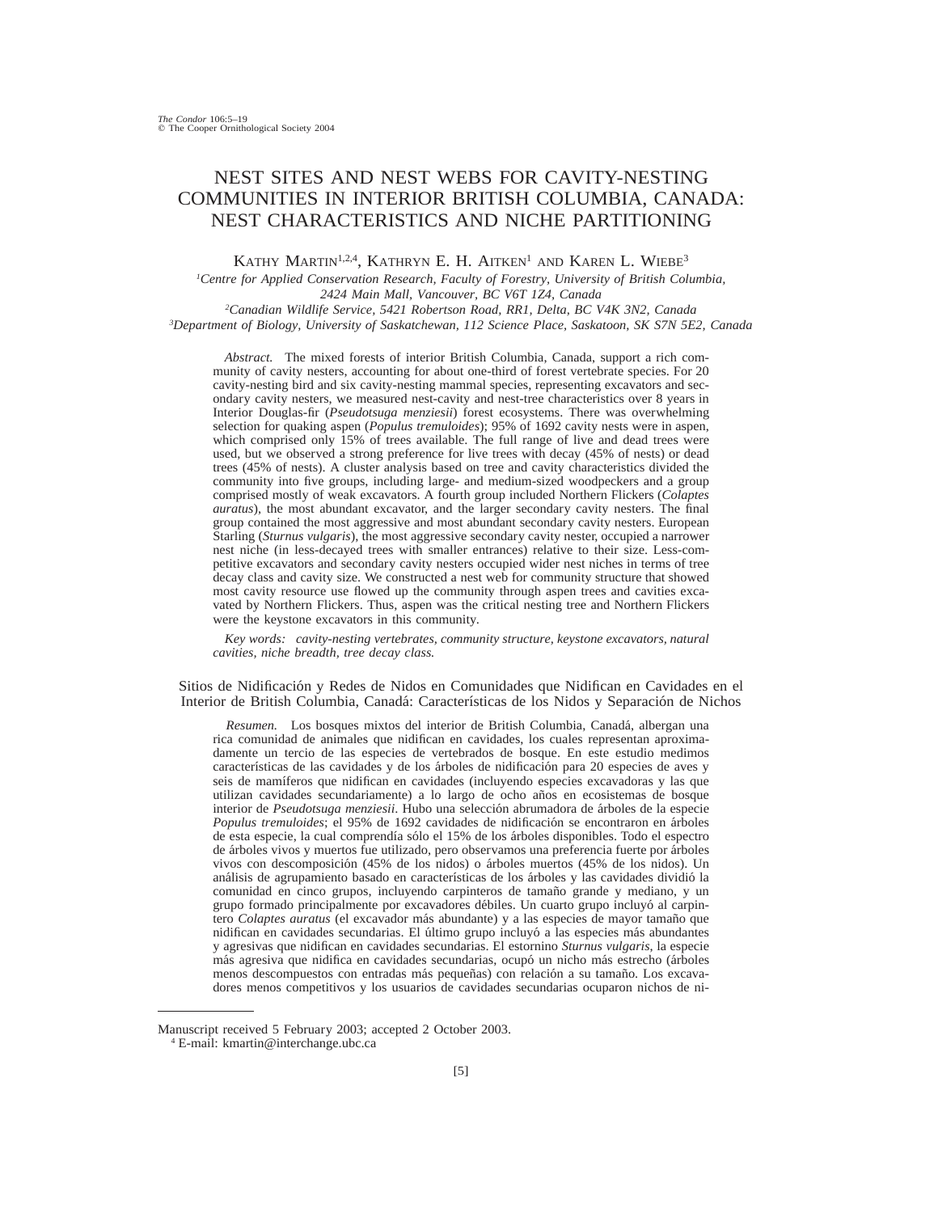# NEST SITES AND NEST WEBS FOR CAVITY-NESTING COMMUNITIES IN INTERIOR BRITISH COLUMBIA, CANADA: NEST CHARACTERISTICS AND NICHE PARTITIONING

KATHY MARTIN[1,2,4], KATHRYN E. H. AITKEN[1] AND KAREN L. WIEBE[3]

[1]*Centre for Applied Conservation Research, Faculty of Forestry, University of British Columbia, 2424 Main Mall, Vancouver, BC V6T 1Z4, Canada*

[2]*Canadian Wildlife Service, 5421 Robertson Road, RR1, Delta, BC V4K 3N2, Canada*

[3]*Department of Biology, University of Saskatchewan, 112 Science Place, Saskatoon, SK S7N 5E2, Canada*

*Abstract.* The mixed forests of interior British Columbia, Canada, support a rich community of cavity nesters, accounting for about one-third of forest vertebrate species. For 20 cavity-nesting bird and six cavity-nesting mammal species, representing excavators and secondary cavity nesters, we measured nest-cavity and nest-tree characteristics over 8 years in Interior Douglas-fir (*Pseudotsuga menziesii*) forest ecosystems. There was overwhelming selection for quaking aspen (*Populus tremuloides*); 95% of 1692 cavity nests were in aspen, which comprised only 15% of trees available. The full range of live and dead trees were used, but we observed a strong preference for live trees with decay (45% of nests) or dead trees (45% of nests). A cluster analysis based on tree and cavity characteristics divided the community into five groups, including large- and medium-sized woodpeckers and a group comprised mostly of weak excavators. A fourth group included Northern Flickers (*Colaptes auratus*), the most abundant excavator, and the larger secondary cavity nesters. The final group contained the most aggressive and most abundant secondary cavity nesters. European Starling (*Sturnus vulgaris*), the most aggressive secondary cavity nester, occupied a narrower nest niche (in less-decayed trees with smaller entrances) relative to their size. Less-competitive excavators and secondary cavity nesters occupied wider nest niches in terms of tree decay class and cavity size. We constructed a nest web for community structure that showed most cavity resource use flowed up the community through aspen trees and cavities excavated by Northern Flickers. Thus, aspen was the critical nesting tree and Northern Flickers were the keystone excavators in this community.

*Key words:* *cavity-nesting vertebrates, community structure, keystone excavators, natural cavities, niche breadth, tree decay class.*

## Sitios de Nidificación y Redes de Nidos en Comunidades que Nidifican en Cavidades en el Interior de British Columbia, Canadá: Características de los Nidos y Separación de Nichos

*Resumen.* Los bosques mixtos del interior de British Columbia, Canadá, albergan una rica comunidad de animales que nidifican en cavidades, los cuales representan aproximadamente un tercio de las especies de vertebrados de bosque. En este estudio medimos características de las cavidades y de los árboles de nidificación para 20 especies de aves y seis de mamíferos que nidifican en cavidades (incluyendo especies excavadoras y las que utilizan cavidades secundariamente) a lo largo de ocho años en ecosistemas de bosque interior de *Pseudotsuga menziesii*. Hubo una selección abrumadora de árboles de la especie *Populus tremuloides*; el 95% de 1692 cavidades de nidificación se encontraron en árboles de esta especie, la cual comprendía sólo el 15% de los árboles disponibles. Todo el espectro de árboles vivos y muertos fue utilizado, pero observamos una preferencia fuerte por árboles vivos con descomposición (45% de los nidos) o árboles muertos (45% de los nidos). Un análisis de agrupamiento basado en características de los árboles y las cavidades dividió la comunidad en cinco grupos, incluyendo carpinteros de tamaño grande y mediano, y un grupo formado principalmente por excavadores débiles. Un cuarto grupo incluyó al carpintero *Colaptes auratus* (el excavador más abundante) y a las especies de mayor tamaño que nidifican en cavidades secundarias. El último grupo incluyó a las especies más abundantes y agresivas que nidifican en cavidades secundarias. El estornino *Sturnus vulgaris*, la especie más agresiva que nidifica en cavidades secundarias, ocupó un nicho más estrecho (árboles menos descompuestos con entradas más pequeñas) con relación a su tamaño. Los excavadores menos competitivos y los usuarios de cavidades secundarias ocuparon nichos de ni-

---

Manuscript received 5 February 2003; accepted 2 October 2003.

[4] E-mail: kmartin@interchange.ubc.ca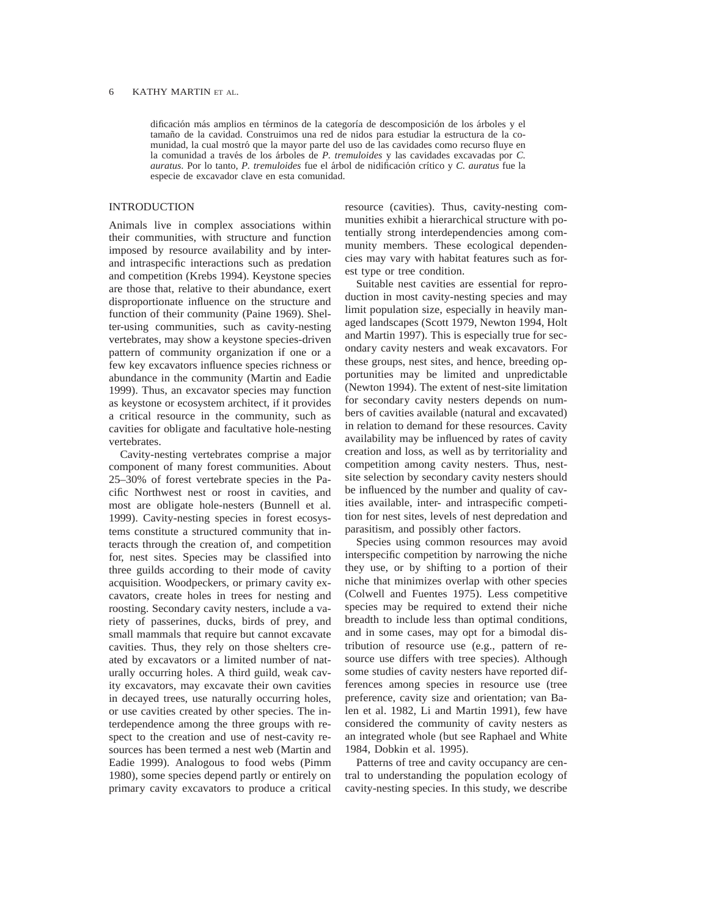dificación más amplios en términos de la categoría de descomposición de los árboles y el tamaño de la cavidad. Construimos una red de nidos para estudiar la estructura de la comunidad, la cual mostró que la mayor parte del uso de las cavidades como recurso fluye en la comunidad a través de los árboles de *P. tremuloides* y las cavidades excavadas por *C. auratus*. Por lo tanto, *P. tremuloides* fue el árbol de nidificación crítico y *C. auratus* fue la especie de excavador clave en esta comunidad.

## INTRODUCTION

Animals live in complex associations within their communities, with structure and function imposed by resource availability and by inter- and intraspecific interactions such as predation and competition (Krebs 1994). Keystone species are those that, relative to their abundance, exert disproportionate influence on the structure and function of their community (Paine 1969). Shelter-using communities, such as cavity-nesting vertebrates, may show a keystone species-driven pattern of community organization if one or a few key excavators influence species richness or abundance in the community (Martin and Eadie 1999). Thus, an excavator species may function as keystone or ecosystem architect, if it provides a critical resource in the community, such as cavities for obligate and facultative hole-nesting vertebrates.

Cavity-nesting vertebrates comprise a major component of many forest communities. About 25–30% of forest vertebrate species in the Pacific Northwest nest or roost in cavities, and most are obligate hole-nesters (Bunnell et al. 1999). Cavity-nesting species in forest ecosystems constitute a structured community that interacts through the creation of, and competition for, nest sites. Species may be classified into three guilds according to their mode of cavity acquisition. Woodpeckers, or primary cavity excavators, create holes in trees for nesting and roosting. Secondary cavity nesters, include a variety of passerines, ducks, birds of prey, and small mammals that require but cannot excavate cavities. Thus, they rely on those shelters created by excavators or a limited number of naturally occurring holes. A third guild, weak cavity excavators, may excavate their own cavities in decayed trees, use naturally occurring holes, or use cavities created by other species. The interdependence among the three groups with respect to the creation and use of nest-cavity resources has been termed a nest web (Martin and Eadie 1999). Analogous to food webs (Pimm 1980), some species depend partly or entirely on primary cavity excavators to produce a critical resource (cavities). Thus, cavity-nesting communities exhibit a hierarchical structure with potentially strong interdependencies among community members. These ecological dependencies may vary with habitat features such as forest type or tree condition.

Suitable nest cavities are essential for reproduction in most cavity-nesting species and may limit population size, especially in heavily managed landscapes (Scott 1979, Newton 1994, Holt and Martin 1997). This is especially true for secondary cavity nesters and weak excavators. For these groups, nest sites, and hence, breeding opportunities may be limited and unpredictable (Newton 1994). The extent of nest-site limitation for secondary cavity nesters depends on numbers of cavities available (natural and excavated) in relation to demand for these resources. Cavity availability may be influenced by rates of cavity creation and loss, as well as by territoriality and competition among cavity nesters. Thus, nest-site selection by secondary cavity nesters should be influenced by the number and quality of cavities available, inter- and intraspecific competition for nest sites, levels of nest depredation and parasitism, and possibly other factors.

Species using common resources may avoid interspecific competition by narrowing the niche they use, or by shifting to a portion of their niche that minimizes overlap with other species (Colwell and Fuentes 1975). Less competitive species may be required to extend their niche breadth to include less than optimal conditions, and in some cases, may opt for a bimodal distribution of resource use (e.g., pattern of resource use differs with tree species). Although some studies of cavity nesters have reported differences among species in resource use (tree preference, cavity size and orientation; van Balen et al. 1982, Li and Martin 1991), few have considered the community of cavity nesters as an integrated whole (but see Raphael and White 1984, Dobkin et al. 1995).

Patterns of tree and cavity occupancy are central to understanding the population ecology of cavity-nesting species. In this study, we describe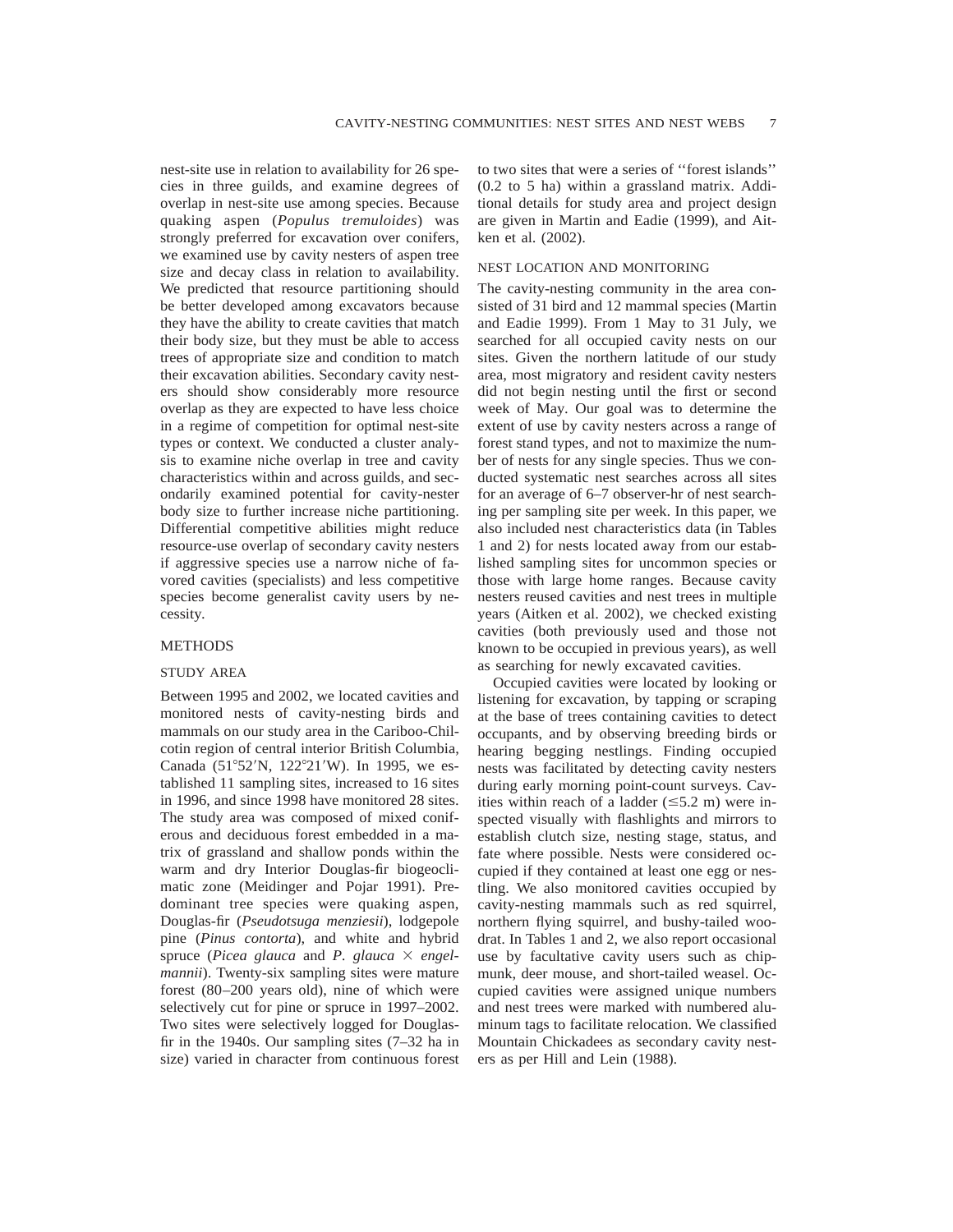nest-site use in relation to availability for 26 species in three guilds, and examine degrees of overlap in nest-site use among species. Because quaking aspen (*Populus tremuloides*) was strongly preferred for excavation over conifers, we examined use by cavity nesters of aspen tree size and decay class in relation to availability. We predicted that resource partitioning should be better developed among excavators because they have the ability to create cavities that match their body size, but they must be able to access trees of appropriate size and condition to match their excavation abilities. Secondary cavity nesters should show considerably more resource overlap as they are expected to have less choice in a regime of competition for optimal nest-site types or context. We conducted a cluster analysis to examine niche overlap in tree and cavity characteristics within and across guilds, and secondarily examined potential for cavity-nester body size to further increase niche partitioning. Differential competitive abilities might reduce resource-use overlap of secondary cavity nesters if aggressive species use a narrow niche of favored cavities (specialists) and less competitive species become generalist cavity users by necessity.

## METHODS

### STUDY AREA

Between 1995 and 2002, we located cavities and monitored nests of cavity-nesting birds and mammals on our study area in the Cariboo-Chilcotin region of central interior British Columbia, Canada (51°52′N, 122°21′W). In 1995, we established 11 sampling sites, increased to 16 sites in 1996, and since 1998 have monitored 28 sites. The study area was composed of mixed coniferous and deciduous forest embedded in a matrix of grassland and shallow ponds within the warm and dry Interior Douglas-fir biogeoclimatic zone (Meidinger and Pojar 1991). Predominant tree species were quaking aspen, Douglas-fir (*Pseudotsuga menziesii*), lodgepole pine (*Pinus contorta*), and white and hybrid spruce (*Picea glauca* and *P. glauca* × *engelmannii*). Twenty-six sampling sites were mature forest (80–200 years old), nine of which were selectively cut for pine or spruce in 1997–2002. Two sites were selectively logged for Douglas-fir in the 1940s. Our sampling sites (7–32 ha in size) varied in character from continuous forest to two sites that were a series of ''forest islands'' (0.2 to 5 ha) within a grassland matrix. Additional details for study area and project design are given in Martin and Eadie (1999), and Aitken et al. (2002).

### NEST LOCATION AND MONITORING

The cavity-nesting community in the area consisted of 31 bird and 12 mammal species (Martin and Eadie 1999). From 1 May to 31 July, we searched for all occupied cavity nests on our sites. Given the northern latitude of our study area, most migratory and resident cavity nesters did not begin nesting until the first or second week of May. Our goal was to determine the extent of use by cavity nesters across a range of forest stand types, and not to maximize the number of nests for any single species. Thus we conducted systematic nest searches across all sites for an average of 6–7 observer-hr of nest searching per sampling site per week. In this paper, we also included nest characteristics data (in Tables 1 and 2) for nests located away from our established sampling sites for uncommon species or those with large home ranges. Because cavity nesters reused cavities and nest trees in multiple years (Aitken et al. 2002), we checked existing cavities (both previously used and those not known to be occupied in previous years), as well as searching for newly excavated cavities.

Occupied cavities were located by looking or listening for excavation, by tapping or scraping at the base of trees containing cavities to detect occupants, and by observing breeding birds or hearing begging nestlings. Finding occupied nests was facilitated by detecting cavity nesters during early morning point-count surveys. Cavities within reach of a ladder (≤5.2 m) were inspected visually with flashlights and mirrors to establish clutch size, nesting stage, status, and fate where possible. Nests were considered occupied if they contained at least one egg or nestling. We also monitored cavities occupied by cavity-nesting mammals such as red squirrel, northern flying squirrel, and bushy-tailed woodrat. In Tables 1 and 2, we also report occasional use by facultative cavity users such as chipmunk, deer mouse, and short-tailed weasel. Occupied cavities were assigned unique numbers and nest trees were marked with numbered aluminum tags to facilitate relocation. We classified Mountain Chickadees as secondary cavity nesters as per Hill and Lein (1988).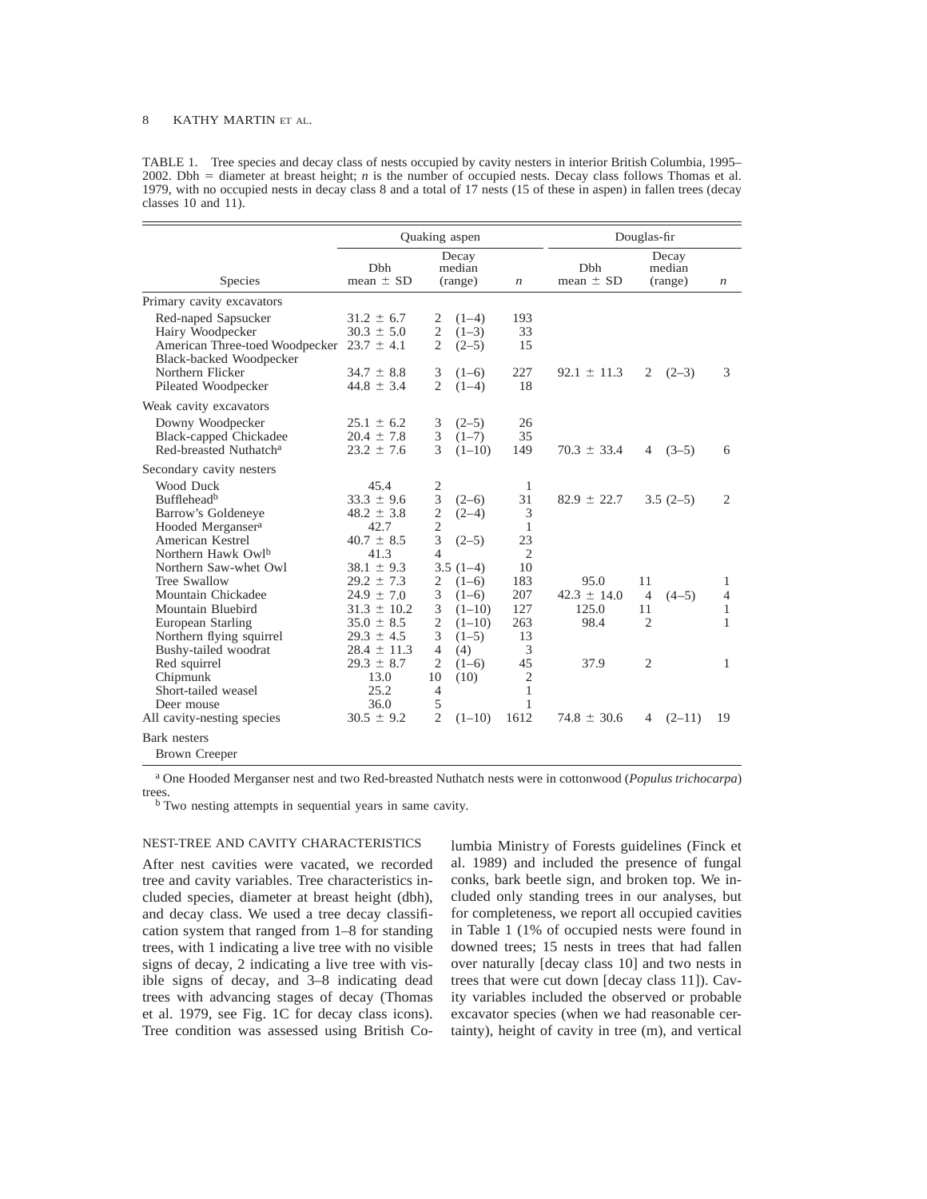TABLE 1. Tree species and decay class of nests occupied by cavity nesters in interior British Columbia, 1995–2002. Dbh = diameter at breast height; *n* is the number of occupied nests. Decay class follows Thomas et al. 1979, with no occupied nests in decay class 8 and a total of 17 nests (15 of these in aspen) in fallen trees (decay classes 10 and 11).

| | Quaking aspen | | | Douglas-fir | | |
|---|---|---|---|---|---|---|
| Species | Dbh mean ± SD | Decay median (range) | *n* | Dbh mean ± SD | Decay median (range) | *n* |
| **Primary cavity excavators** | | | | | | |
| Red-naped Sapsucker | 31.2 ± 6.7 | 2 (1–4) | 193 | | | |
| Hairy Woodpecker | 30.3 ± 5.0 | 2 (1–3) | 33 | | | |
| American Three-toed Woodpecker | 23.7 ± 4.1 | 2 (2–5) | 15 | | | |
| Black-backed Woodpecker | | | | | | |
| Northern Flicker | 34.7 ± 8.8 | 3 (1–6) | 227 | 92.1 ± 11.3 | 2 (2–3) | 3 |
| Pileated Woodpecker | 44.8 ± 3.4 | 2 (1–4) | 18 | | | |
| **Weak cavity excavators** | | | | | | |
| Downy Woodpecker | 25.1 ± 6.2 | 3 (2–5) | 26 | | | |
| Black-capped Chickadee | 20.4 ± 7.8 | 3 (1–7) | 35 | | | |
| Red-breasted Nuthatch[a] | 23.2 ± 7.6 | 3 (1–10) | 149 | 70.3 ± 33.4 | 4 (3–5) | 6 |
| **Secondary cavity nesters** | | | | | | |
| Wood Duck | 45.4 | 2 | 1 | | | |
| Bufflehead[b] | 33.3 ± 9.6 | 3 (2–6) | 31 | 82.9 ± 22.7 | 3.5 (2–5) | 2 |
| Barrow's Goldeneye | 48.2 ± 3.8 | 2 (2–4) | 3 | | | |
| Hooded Merganser[a] | 42.7 | 2 | 1 | | | |
| American Kestrel | 40.7 ± 8.5 | 3 (2–5) | 23 | | | |
| Northern Hawk Owl[b] | 41.3 | 4 | 2 | | | |
| Northern Saw-whet Owl | 38.1 ± 9.3 | 3.5 (1–4) | 10 | | | |
| Tree Swallow | 29.2 ± 7.3 | 2 (1–6) | 183 | 95.0 | 11 | 1 |
| Mountain Chickadee | 24.9 ± 7.0 | 3 (1–6) | 207 | 42.3 ± 14.0 | 4 (4–5) | 4 |
| Mountain Bluebird | 31.3 ± 10.2 | 3 (1–10) | 127 | 125.0 | 11 | 1 |
| European Starling | 35.0 ± 8.5 | 2 (1–10) | 263 | 98.4 | 2 | 1 |
| Northern flying squirrel | 29.3 ± 4.5 | 3 (1–5) | 13 | | | |
| Bushy-tailed woodrat | 28.4 ± 11.3 | 4 (4) | 3 | | | |
| Red squirrel | 29.3 ± 8.7 | 2 (1–6) | 45 | 37.9 | 2 | 1 |
| Chipmunk | 13.0 | 10 (10) | 2 | | | |
| Short-tailed weasel | 25.2 | 4 | 1 | | | |
| Deer mouse | 36.0 | 5 | 1 | | | |
| All cavity-nesting species | 30.5 ± 9.2 | 2 (1–10) | 1612 | 74.8 ± 30.6 | 4 (2–11) | 19 |
| **Bark nesters** | | | | | | |
| Brown Creeper | | | | | | |

[a] One Hooded Merganser nest and two Red-breasted Nuthatch nests were in cottonwood (*Populus trichocarpa*) trees.

[b] Two nesting attempts in sequential years in same cavity.

## NEST-TREE AND CAVITY CHARACTERISTICS

After nest cavities were vacated, we recorded tree and cavity variables. Tree characteristics included species, diameter at breast height (dbh), and decay class. We used a tree decay classification system that ranged from 1–8 for standing trees, with 1 indicating a live tree with no visible signs of decay, 2 indicating a live tree with visible signs of decay, and 3–8 indicating dead trees with advancing stages of decay (Thomas et al. 1979, see Fig. 1C for decay class icons). Tree condition was assessed using British Columbia Ministry of Forests guidelines (Finck et al. 1989) and included the presence of fungal conks, bark beetle sign, and broken top. We included only standing trees in our analyses, but for completeness, we report all occupied cavities in Table 1 (1% of occupied nests were found in downed trees; 15 nests in trees that had fallen over naturally [decay class 10] and two nests in trees that were cut down [decay class 11]). Cavity variables included the observed or probable excavator species (when we had reasonable certainty), height of cavity in tree (m), and vertical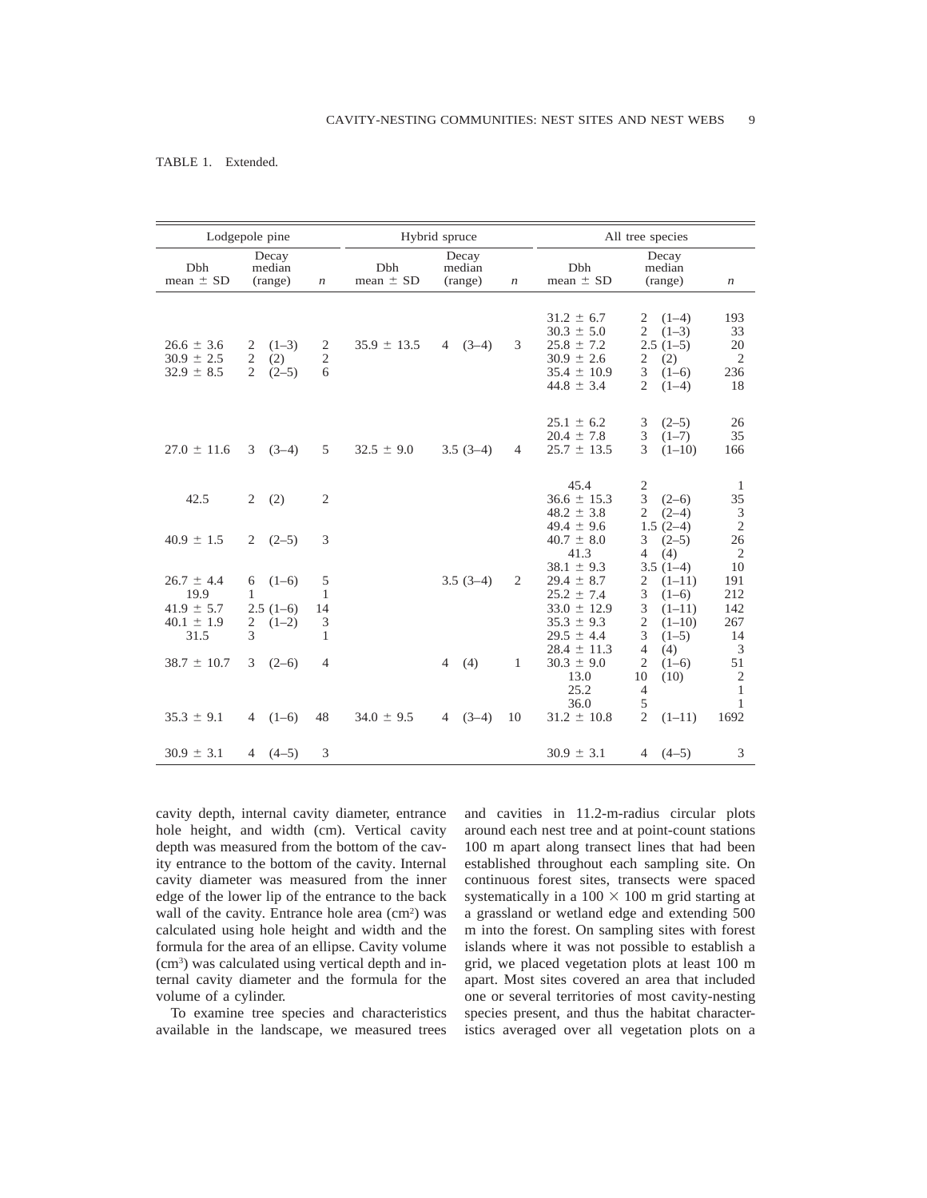TABLE 1. Extended.

| Lodgepole pine | | | Hybrid spruce | | | All tree species | | |
|---|---|---|---|---|---|---|---|---|
| Dbh mean ± SD | Decay median (range) | $n$ | Dbh mean ± SD | Decay median (range) | $n$ | Dbh mean ± SD | Decay median (range) | $n$ |
| | | | | | | 31.2 ± 6.7 | 2 (1–4) | 193 |
| | | | | | | 30.3 ± 5.0 | 2 (1–3) | 33 |
| 26.6 ± 3.6 | 2 (1–3) | 2 | 35.9 ± 13.5 | 4 (3–4) | 3 | 25.8 ± 7.2 | 2.5 (1–5) | 20 |
| 30.9 ± 2.5 | 2 (2) | 2 | | | | 30.9 ± 2.6 | 2 (2) | 2 |
| 32.9 ± 8.5 | 2 (2–5) | 6 | | | | 35.4 ± 10.9 | 3 (1–6) | 236 |
| | | | | | | 44.8 ± 3.4 | 2 (1–4) | 18 |
| | | | | | | | | |
| | | | | | | 25.1 ± 6.2 | 3 (2–5) | 26 |
| | | | | | | 20.4 ± 7.8 | 3 (1–7) | 35 |
| 27.0 ± 11.6 | 3 (3–4) | 5 | 32.5 ± 9.0 | 3.5 (3–4) | 4 | 25.7 ± 13.5 | 3 (1–10) | 166 |
| | | | | | | | | |
| | | | | | | 45.4 | 2 | 1 |
| 42.5 | 2 (2) | 2 | | | | 36.6 ± 15.3 | 3 (2–6) | 35 |
| | | | | | | 48.2 ± 3.8 | 2 (2–4) | 3 |
| | | | | | | 49.4 ± 9.6 | 1.5 (2–4) | 2 |
| 40.9 ± 1.5 | 2 (2–5) | 3 | | | | 40.7 ± 8.0 | 3 (2–5) | 26 |
| | | | | | | 41.3 | 4 (4) | 2 |
| | | | | | | 38.1 ± 9.3 | 3.5 (1–4) | 10 |
| 26.7 ± 4.4 | 6 (1–6) | 5 | | 3.5 (3–4) | 2 | 29.4 ± 8.7 | 2 (1–11) | 191 |
| 19.9 | 1 | 1 | | | | 25.2 ± 7.4 | 3 (1–6) | 212 |
| 41.9 ± 5.7 | 2.5 (1–6) | 14 | | | | 33.0 ± 12.9 | 3 (1–11) | 142 |
| 40.1 ± 1.9 | 2 (1–2) | 3 | | | | 35.3 ± 9.3 | 2 (1–10) | 267 |
| 31.5 | 3 | 1 | | | | 29.5 ± 4.4 | 3 (1–5) | 14 |
| | | | | | | 28.4 ± 11.3 | 4 (4) | 3 |
| 38.7 ± 10.7 | 3 (2–6) | 4 | | 4 (4) | 1 | 30.3 ± 9.0 | 2 (1–6) | 51 |
| | | | | | | 13.0 | 10 (10) | 2 |
| | | | | | | 25.2 | 4 | 1 |
| | | | | | | 36.0 | 5 | 1 |
| 35.3 ± 9.1 | 4 (1–6) | 48 | 34.0 ± 9.5 | 4 (3–4) | 10 | 31.2 ± 10.8 | 2 (1–11) | 1692 |
| | | | | | | | | |
| 30.9 ± 3.1 | 4 (4–5) | 3 | | | | 30.9 ± 3.1 | 4 (4–5) | 3 |

cavity depth, internal cavity diameter, entrance hole height, and width (cm). Vertical cavity depth was measured from the bottom of the cavity entrance to the bottom of the cavity. Internal cavity diameter was measured from the inner edge of the lower lip of the entrance to the back wall of the cavity. Entrance hole area ($cm^2$) was calculated using hole height and width and the formula for the area of an ellipse. Cavity volume ($cm^3$) was calculated using vertical depth and internal cavity diameter and the formula for the volume of a cylinder.

To examine tree species and characteristics available in the landscape, we measured trees and cavities in 11.2-m-radius circular plots around each nest tree and at point-count stations 100 m apart along transect lines that had been established throughout each sampling site. On continuous forest sites, transects were spaced systematically in a 100 × 100 m grid starting at a grassland or wetland edge and extending 500 m into the forest. On sampling sites with forest islands where it was not possible to establish a grid, we placed vegetation plots at least 100 m apart. Most sites covered an area that included one or several territories of most cavity-nesting species present, and thus the habitat characteristics averaged over all vegetation plots on a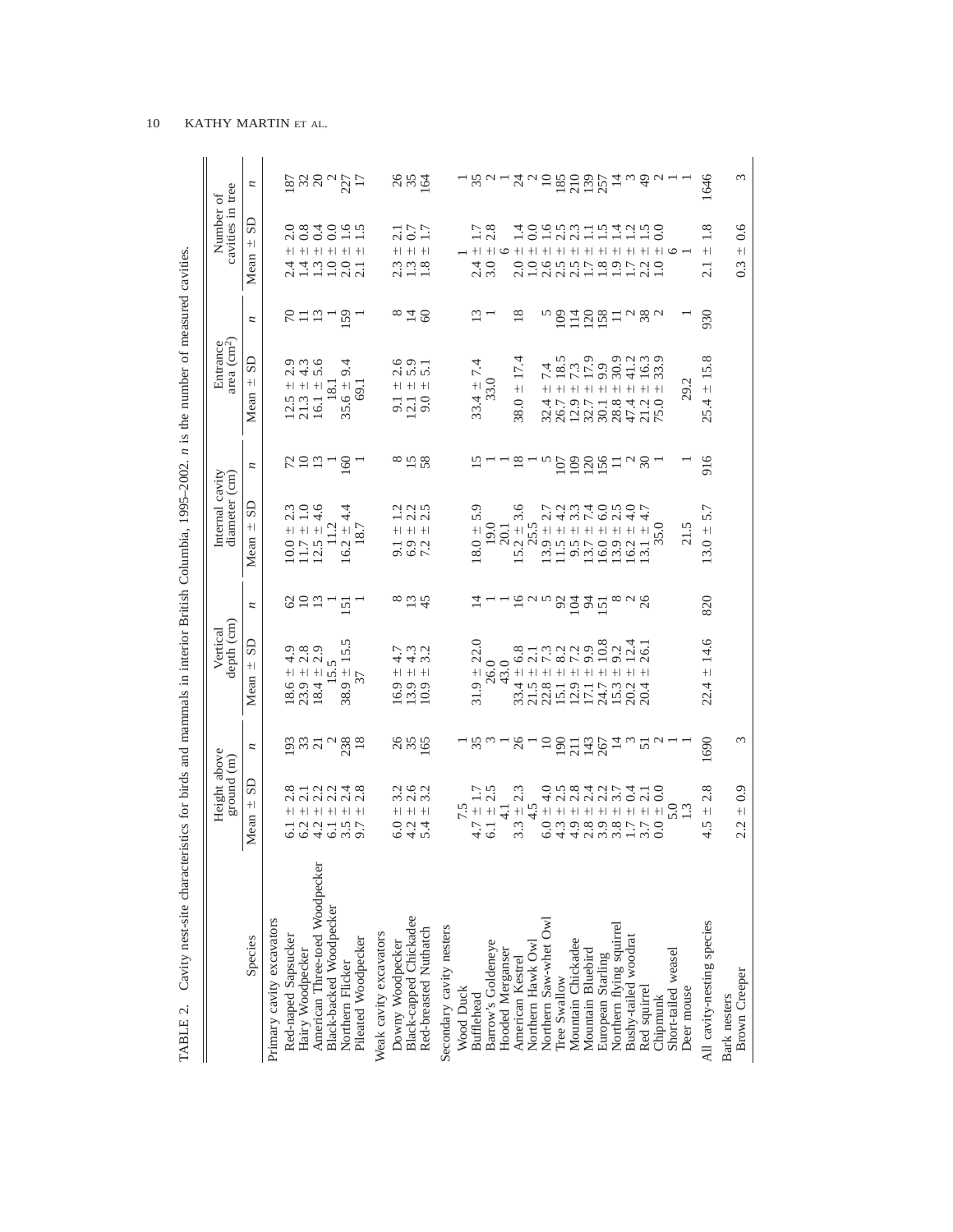TABLE 2. Cavity nest-site characteristics for birds and mammals in interior British Columbia, 1995–2002. *n* is the number of measured cavities.

| Species | Height above ground (m) | | Vertical depth (cm) | | Internal cavity diameter (cm) | | Entrance area (cm²) | | Number of cavities in tree | |
|---|---|---|---|---|---|---|---|---|---|---|
| | Mean ± SD | *n* | Mean ± SD | *n* | Mean ± SD | *n* | Mean ± SD | *n* | Mean ± SD | *n* |
| Primary cavity excavators | | | | | | | | | | |
| Red-naped Sapsucker | 6.1 ± 2.8 | 193 | 18.6 ± 4.9 | 62 | 10.0 ± 2.3 | 72 | 12.5 ± 2.9 | 70 | 2.4 ± 2.0 | 187 |
| Hairy Woodpecker | 6.2 ± 2.1 | 33 | 23.9 ± 2.8 | 10 | 11.7 ± 1.0 | 10 | 21.3 ± 4.3 | 11 | 1.4 ± 0.8 | 32 |
| American Three-toed Woodpecker | 4.2 ± 2.2 | 21 | 18.4 ± 2.9 | 13 | 12.5 ± 4.6 | 13 | 16.1 ± 5.6 | 13 | 1.3 ± 0.4 | 20 |
| Black-backed Woodpecker | 6.1 ± 2.2 | 2 | 15.5 | 1 | 11.2 | 1 | 18.1 | 1 | 1.0 ± 0.0 | 2 |
| Northern Flicker | 3.5 ± 2.4 | 238 | 38.9 ± 15.5 | 151 | 16.2 ± 4.4 | 160 | 35.6 ± 9.4 | 159 | 2.0 ± 1.6 | 227 |
| Pileated Woodpecker | 9.7 ± 2.8 | 18 | 37 | 1 | 18.7 | 1 | 69.1 | 1 | 2.1 ± 1.5 | 17 |
| Weak cavity excavators | | | | | | | | | | |
| Downy Woodpecker | 6.0 ± 3.2 | 26 | 16.9 ± 4.7 | 8 | 9.1 ± 1.2 | 8 | 9.1 ± 2.6 | 8 | 2.3 ± 2.1 | 26 |
| Black-capped Chickadee | 4.2 ± 2.6 | 35 | 13.9 ± 4.3 | 13 | 6.9 ± 2.2 | 15 | 12.1 ± 5.9 | 14 | 1.3 ± 0.7 | 35 |
| Red-breasted Nuthatch | 5.4 ± 3.2 | 165 | 10.9 ± 3.2 | 45 | 7.2 ± 2.5 | 58 | 9.0 ± 5.1 | 60 | 1.8 ± 1.7 | 164 |
| Secondary cavity nesters | | | | | | | | | | |
| Wood Duck | 7.5 | 1 | | | | | | | 1 | 1 |
| Bufflehead | 4.7 ± 1.7 | 35 | 31.9 ± 22.0 | 14 | 18.0 ± 5.9 | 15 | 33.4 ± 7.4 | 13 | 2.4 ± 1.7 | 35 |
| Barrow's Goldeneye | 6.1 ± 2.5 | 3 | 26.0 | 1 | 19.0 | 1 | 33.0 | 1 | 3.0 ± 2.8 | 2 |
| Hooded Merganser | 4.1 | 1 | 43.0 | 1 | 20.1 | 1 | | | 6 | 1 |
| American Kestrel | 3.3 ± 2.3 | 26 | 33.4 ± 6.8 | 16 | 15.2 ± 3.6 | 18 | 38.0 ± 17.4 | 18 | 2.0 ± 1.4 | 24 |
| Northern Hawk Owl | 4.5 | 1 | 21.5 ± 2.1 | 2 | 25.5 | 1 | | | 1.0 ± 0.0 | 2 |
| Northern Saw-whet Owl | 6.0 ± 4.0 | 10 | 22.8 ± 7.3 | 5 | 13.9 ± 2.7 | 5 | 32.4 ± 7.4 | 5 | 2.6 ± 1.6 | 10 |
| Tree Swallow | 4.3 ± 2.5 | 190 | 15.1 ± 8.2 | 92 | 11.5 ± 4.2 | 107 | 26.7 ± 18.5 | 109 | 2.5 ± 2.5 | 185 |
| Mountain Chickadee | 4.9 ± 2.8 | 211 | 12.9 ± 7.2 | 104 | 9.5 ± 3.3 | 109 | 12.9 ± 7.3 | 114 | 2.5 ± 2.3 | 210 |
| Mountain Bluebird | 2.8 ± 2.4 | 143 | 17.1 ± 9.9 | 94 | 13.7 ± 7.4 | 120 | 32.7 ± 17.9 | 120 | 1.7 ± 1.1 | 139 |
| European Starling | 3.9 ± 2.2 | 267 | 24.7 ± 10.8 | 151 | 16.0 ± 6.0 | 156 | 30.1 ± 9.9 | 158 | 1.8 ± 1.5 | 257 |
| Northern flying squirrel | 3.8 ± 3.7 | 14 | 15.3 ± 9.2 | 8 | 13.9 ± 2.5 | 11 | 28.8 ± 30.9 | 11 | 1.9 ± 1.4 | 14 |
| Bushy-tailed woodrat | 1.7 ± 0.4 | 3 | 20.2 ± 12.4 | 2 | 16.2 ± 4.0 | 2 | 47.4 ± 41.2 | 2 | 1.7 ± 1.2 | 3 |
| Red squirrel | 3.7 ± 2.1 | 51 | 20.4 ± 26.1 | 26 | 13.1 ± 4.7 | 30 | 21.2 ± 16.3 | 38 | 2.2 ± 1.5 | 49 |
| Chipmunk | 0.0 ± 0.0 | 2 | | | 35.0 | 1 | 75.0 ± 33.9 | 2 | 1.0 ± 0.0 | 2 |
| Short-tailed weasel | 5.0 | 1 | | | | | | | 6 | 1 |
| Deer mouse | 1.3 | 1 | | | 21.5 | 1 | 29.2 | 1 | 1 | 1 |
| All cavity-nesting species | 4.5 ± 2.8 | 1690 | 22.4 ± 14.6 | 820 | 13.0 ± 5.7 | 916 | 25.4 ± 15.8 | 930 | 2.1 ± 1.8 | 1646 |
| Bark nesters | | | | | | | | | | |
| Brown Creeper | 2.2 ± 0.9 | 3 | | | | | | | 0.3 ± 0.6 | 3 |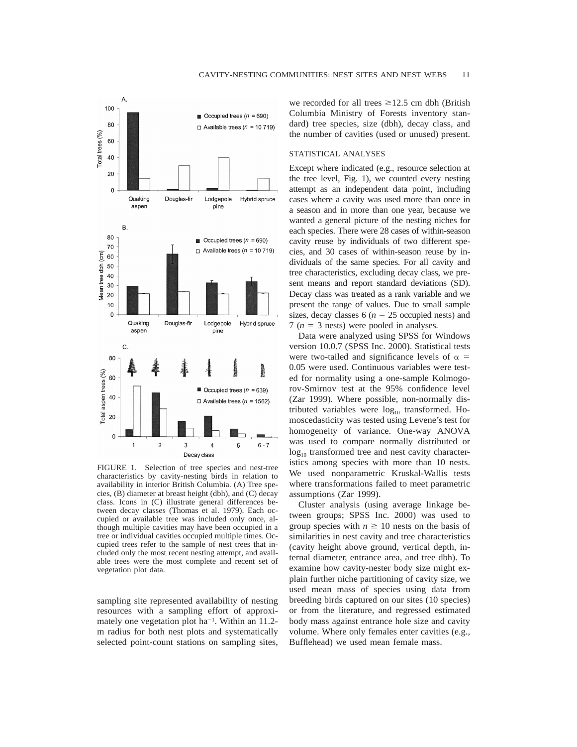FIGURE 1. Selection of tree species and nest-tree characteristics by cavity-nesting birds in relation to availability in interior British Columbia. (A) Tree species, (B) diameter at breast height (dbh), and (C) decay class. Icons in (C) illustrate general differences between decay classes (Thomas et al. 1979). Each occupied or available tree was included only once, although multiple cavities may have been occupied in a tree or individual cavities occupied multiple times. Occupied trees refer to the sample of nest trees that included only the most recent nesting attempt, and available trees were the most complete and recent set of vegetation plot data.

sampling site represented availability of nesting resources with a sampling effort of approximately one vegetation plot ha$^{-1}$. Within an 11.2-m radius for both nest plots and systematically selected point-count stations on sampling sites, we recorded for all trees ≥12.5 cm dbh (British Columbia Ministry of Forests inventory standard) tree species, size (dbh), decay class, and the number of cavities (used or unused) present.

## STATISTICAL ANALYSES

Except where indicated (e.g., resource selection at the tree level, Fig. 1), we counted every nesting attempt as an independent data point, including cases where a cavity was used more than once in a season and in more than one year, because we wanted a general picture of the nesting niches for each species. There were 28 cases of within-season cavity reuse by individuals of two different species, and 30 cases of within-season reuse by individuals of the same species. For all cavity and tree characteristics, excluding decay class, we present means and report standard deviations (SD). Decay class was treated as a rank variable and we present the range of values. Due to small sample sizes, decay classes 6 ($n$ = 25 occupied nests) and 7 ($n$ = 3 nests) were pooled in analyses.

Data were analyzed using SPSS for Windows version 10.0.7 (SPSS Inc. 2000). Statistical tests were two-tailed and significance levels of $\alpha$ = 0.05 were used. Continuous variables were tested for normality using a one-sample Kolmogorov-Smirnov test at the 95% confidence level (Zar 1999). Where possible, non-normally distributed variables were $\log_{10}$ transformed. Homoscedasticity was tested using Levene's test for homogeneity of variance. One-way ANOVA was used to compare normally distributed or $\log_{10}$ transformed tree and nest cavity characteristics among species with more than 10 nests. We used nonparametric Kruskal-Wallis tests where transformations failed to meet parametric assumptions (Zar 1999).

Cluster analysis (using average linkage between groups; SPSS Inc. 2000) was used to group species with $n \geq 10$ nests on the basis of similarities in nest cavity and tree characteristics (cavity height above ground, vertical depth, internal diameter, entrance area, and tree dbh). To examine how cavity-nester body size might explain further niche partitioning of cavity size, we used mean mass of species using data from breeding birds captured on our sites (10 species) or from the literature, and regressed estimated body mass against entrance hole size and cavity volume. Where only females enter cavities (e.g., Bufflehead) we used mean female mass.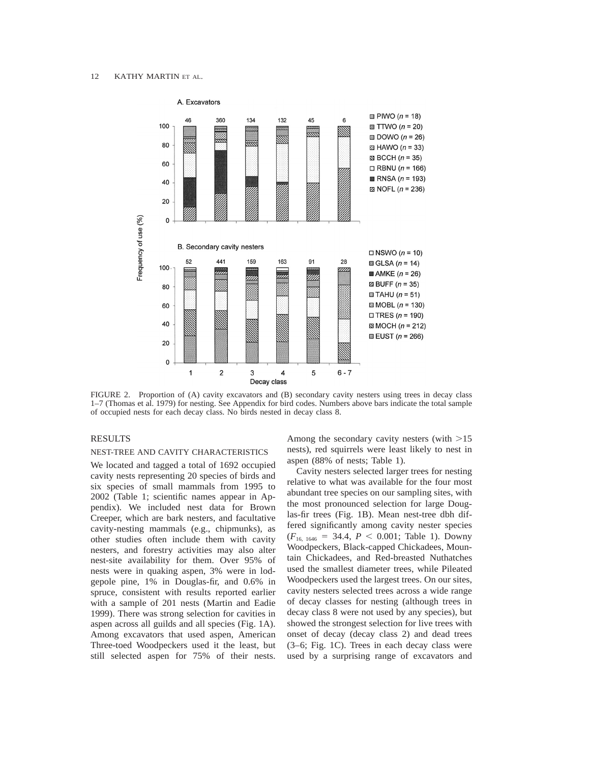FIGURE 2. Proportion of (A) cavity excavators and (B) secondary cavity nesters using trees in decay class 1–7 (Thomas et al. 1979) for nesting. See Appendix for bird codes. Numbers above bars indicate the total sample of occupied nests for each decay class. No birds nested in decay class 8.

## RESULTS

### NEST-TREE AND CAVITY CHARACTERISTICS

We located and tagged a total of 1692 occupied cavity nests representing 20 species of birds and six species of small mammals from 1995 to 2002 (Table 1; scientific names appear in Appendix). We included nest data for Brown Creeper, which are bark nesters, and facultative cavity-nesting mammals (e.g., chipmunks), as other studies often include them with cavity nesters, and forestry activities may also alter nest-site availability for them. Over 95% of nests were in quaking aspen, 3% were in lodgepole pine, 1% in Douglas-fir, and 0.6% in spruce, consistent with results reported earlier with a sample of 201 nests (Martin and Eadie 1999). There was strong selection for cavities in aspen across all guilds and all species (Fig. 1A). Among excavators that used aspen, American Three-toed Woodpeckers used it the least, but still selected aspen for 75% of their nests. Among the secondary cavity nesters (with >15 nests), red squirrels were least likely to nest in aspen (88% of nests; Table 1).

Cavity nesters selected larger trees for nesting relative to what was available for the four most abundant tree species on our sampling sites, with the most pronounced selection for large Douglas-fir trees (Fig. 1B). Mean nest-tree dbh differed significantly among cavity nester species ($F_{16,\ 1646}$ = 34.4, $P$ < 0.001; Table 1). Downy Woodpeckers, Black-capped Chickadees, Mountain Chickadees, and Red-breasted Nuthatches used the smallest diameter trees, while Pileated Woodpeckers used the largest trees. On our sites, cavity nesters selected trees across a wide range of decay classes for nesting (although trees in decay class 8 were not used by any species), but showed the strongest selection for live trees with onset of decay (decay class 2) and dead trees (3–6; Fig. 1C). Trees in each decay class were used by a surprising range of excavators and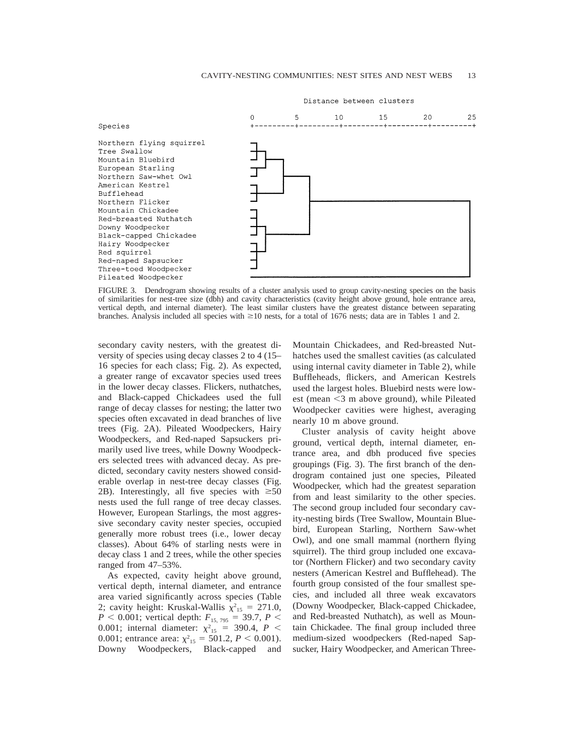FIGURE 3. Dendrogram showing results of a cluster analysis used to group cavity-nesting species on the basis of similarities for nest-tree size (dbh) and cavity characteristics (cavity height above ground, hole entrance area, vertical depth, and internal diameter). The least similar clusters have the greatest distance between separating branches. Analysis included all species with ≥10 nests, for a total of 1676 nests; data are in Tables 1 and 2.

secondary cavity nesters, with the greatest diversity of species using decay classes 2 to 4 (15–16 species for each class; Fig. 2). As expected, a greater range of excavator species used trees in the lower decay classes. Flickers, nuthatches, and Black-capped Chickadees used the full range of decay classes for nesting; the latter two species often excavated in dead branches of live trees (Fig. 2A). Pileated Woodpeckers, Hairy Woodpeckers, and Red-naped Sapsuckers primarily used live trees, while Downy Woodpeckers selected trees with advanced decay. As predicted, secondary cavity nesters showed considerable overlap in nest-tree decay classes (Fig. 2B). Interestingly, all five species with ≥50 nests used the full range of tree decay classes. However, European Starlings, the most aggressive secondary cavity nester species, occupied generally more robust trees (i.e., lower decay classes). About 64% of starling nests were in decay class 1 and 2 trees, while the other species ranged from 47–53%.

As expected, cavity height above ground, vertical depth, internal diameter, and entrance area varied significantly across species (Table 2; cavity height: Kruskal-Wallis $\chi^2_{15} = 271.0$, $P < 0.001$; vertical depth: $F_{15, 795} = 39.7$, $P < 0.001$; internal diameter: $\chi^2_{15} = 390.4$, $P < 0.001$; entrance area: $\chi^2_{15} = 501.2$, $P < 0.001$). Downy Woodpeckers, Black-capped and Mountain Chickadees, and Red-breasted Nuthatches used the smallest cavities (as calculated using internal cavity diameter in Table 2), while Buffleheads, flickers, and American Kestrels used the largest holes. Bluebird nests were lowest (mean <3 m above ground), while Pileated Woodpecker cavities were highest, averaging nearly 10 m above ground.

Cluster analysis of cavity height above ground, vertical depth, internal diameter, entrance area, and dbh produced five species groupings (Fig. 3). The first branch of the dendrogram contained just one species, Pileated Woodpecker, which had the greatest separation from and least similarity to the other species. The second group included four secondary cavity-nesting birds (Tree Swallow, Mountain Bluebird, European Starling, Northern Saw-whet Owl), and one small mammal (northern flying squirrel). The third group included one excavator (Northern Flicker) and two secondary cavity nesters (American Kestrel and Bufflehead). The fourth group consisted of the four smallest species, and included all three weak excavators (Downy Woodpecker, Black-capped Chickadee, and Red-breasted Nuthatch), as well as Mountain Chickadee. The final group included three medium-sized woodpeckers (Red-naped Sapsucker, Hairy Woodpecker, and American Three-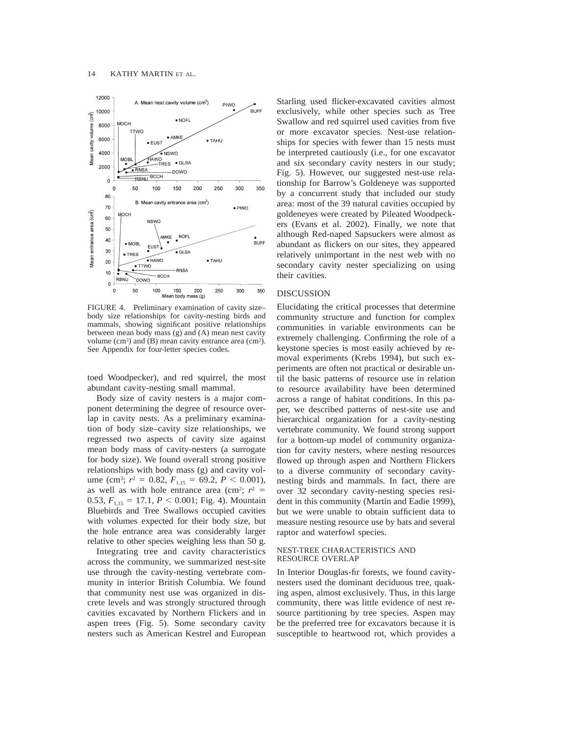FIGURE 4. Preliminary examination of cavity size–body size relationships for cavity-nesting birds and mammals, showing significant positive relationships between mean body mass (g) and (A) mean nest cavity volume ($cm^3$) and (B) mean cavity entrance area ($cm^2$). See Appendix for four-letter species codes.

toed Woodpecker), and red squirrel, the most abundant cavity-nesting small mammal.

Body size of cavity nesters is a major component determining the degree of resource overlap in cavity nests. As a preliminary examination of body size–cavity size relationships, we regressed two aspects of cavity size against mean body mass of cavity-nesters (a surrogate for body size). We found overall strong positive relationships with body mass (g) and cavity volume ($cm^3$; $r^2 = 0.82$, $F_{1,15} = 69.2$, $P < 0.001$), as well as with hole entrance area ($cm^2$; $r^2 = 0.53$, $F_{1,15} = 17.1$, $P < 0.001$; Fig. 4). Mountain Bluebirds and Tree Swallows occupied cavities with volumes expected for their body size, but the hole entrance area was considerably larger relative to other species weighing less than 50 g.

Integrating tree and cavity characteristics across the community, we summarized nest-site use through the cavity-nesting vertebrate community in interior British Columbia. We found that community nest use was organized in discrete levels and was strongly structured through cavities excavated by Northern Flickers and in aspen trees (Fig. 5). Some secondary cavity nesters such as American Kestrel and European Starling used flicker-excavated cavities almost exclusively, while other species such as Tree Swallow and red squirrel used cavities from five or more excavator species. Nest-use relationships for species with fewer than 15 nests must be interpreted cautiously (i.e., for one excavator and six secondary cavity nesters in our study; Fig. 5). However, our suggested nest-use relationship for Barrow's Goldeneye was supported by a concurrent study that included our study area: most of the 39 natural cavities occupied by goldeneyes were created by Pileated Woodpeckers (Evans et al. 2002). Finally, we note that although Red-naped Sapsuckers were almost as abundant as flickers on our sites, they appeared relatively unimportant in the nest web with no secondary cavity nester specializing on using their cavities.

## DISCUSSION

Elucidating the critical processes that determine community structure and function for complex communities in variable environments can be extremely challenging. Confirming the role of a keystone species is most easily achieved by removal experiments (Krebs 1994), but such experiments are often not practical or desirable until the basic patterns of resource use in relation to resource availability have been determined across a range of habitat conditions. In this paper, we described patterns of nest-site use and hierarchical organization for a cavity-nesting vertebrate community. We found strong support for a bottom-up model of community organization for cavity nesters, where nesting resources flowed up through aspen and Northern Flickers to a diverse community of secondary cavity-nesting birds and mammals. In fact, there are over 32 secondary cavity-nesting species resident in this community (Martin and Eadie 1999), but we were unable to obtain sufficient data to measure nesting resource use by bats and several raptor and waterfowl species.

### NEST-TREE CHARACTERISTICS AND RESOURCE OVERLAP

In Interior Douglas-fir forests, we found cavity-nesters used the dominant deciduous tree, quaking aspen, almost exclusively. Thus, in this large community, there was little evidence of nest resource partitioning by tree species. Aspen may be the preferred tree for excavators because it is susceptible to heartwood rot, which provides a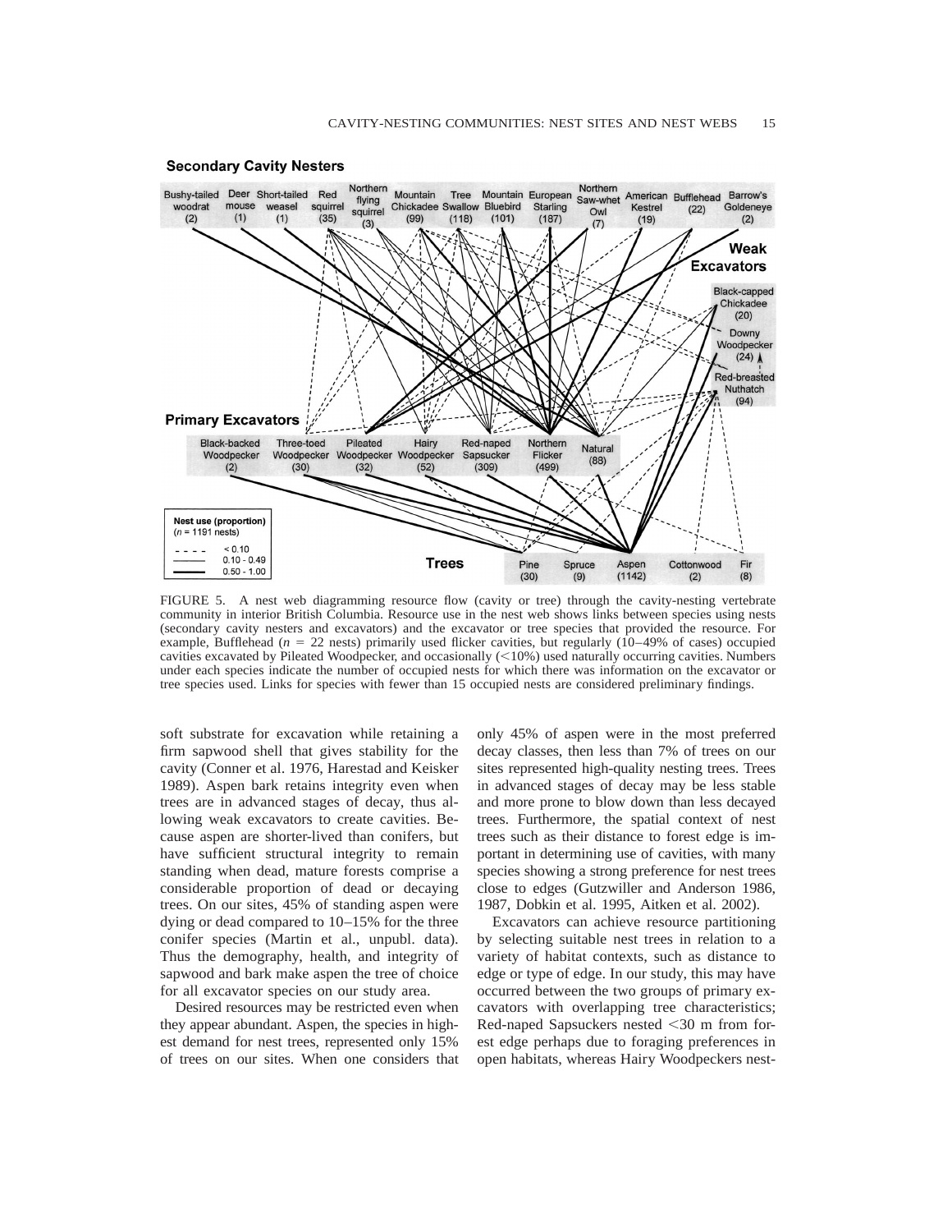FIGURE 5. A nest web diagramming resource flow (cavity or tree) through the cavity-nesting vertebrate community in interior British Columbia. Resource use in the nest web shows links between species using nests (secondary cavity nesters and excavators) and the excavator or tree species that provided the resource. For example, Bufflehead ($n$ = 22 nests) primarily used flicker cavities, but regularly (10–49% of cases) occupied cavities excavated by Pileated Woodpecker, and occasionally (<10%) used naturally occurring cavities. Numbers under each species indicate the number of occupied nests for which there was information on the excavator or tree species used. Links for species with fewer than 15 occupied nests are considered preliminary findings.

soft substrate for excavation while retaining a firm sapwood shell that gives stability for the cavity (Conner et al. 1976, Harestad and Keisker 1989). Aspen bark retains integrity even when trees are in advanced stages of decay, thus allowing weak excavators to create cavities. Because aspen are shorter-lived than conifers, but have sufficient structural integrity to remain standing when dead, mature forests comprise a considerable proportion of dead or decaying trees. On our sites, 45% of standing aspen were dying or dead compared to 10–15% for the three conifer species (Martin et al., unpubl. data). Thus the demography, health, and integrity of sapwood and bark make aspen the tree of choice for all excavator species on our study area.

Desired resources may be restricted even when they appear abundant. Aspen, the species in highest demand for nest trees, represented only 15% of trees on our sites. When one considers that only 45% of aspen were in the most preferred decay classes, then less than 7% of trees on our sites represented high-quality nesting trees. Trees in advanced stages of decay may be less stable and more prone to blow down than less decayed trees. Furthermore, the spatial context of nest trees such as their distance to forest edge is important in determining use of cavities, with many species showing a strong preference for nest trees close to edges (Gutzwiller and Anderson 1986, 1987, Dobkin et al. 1995, Aitken et al. 2002).

Excavators can achieve resource partitioning by selecting suitable nest trees in relation to a variety of habitat contexts, such as distance to edge or type of edge. In our study, this may have occurred between the two groups of primary excavators with overlapping tree characteristics; Red-naped Sapsuckers nested <30 m from forest edge perhaps due to foraging preferences in open habitats, whereas Hairy Woodpeckers nest-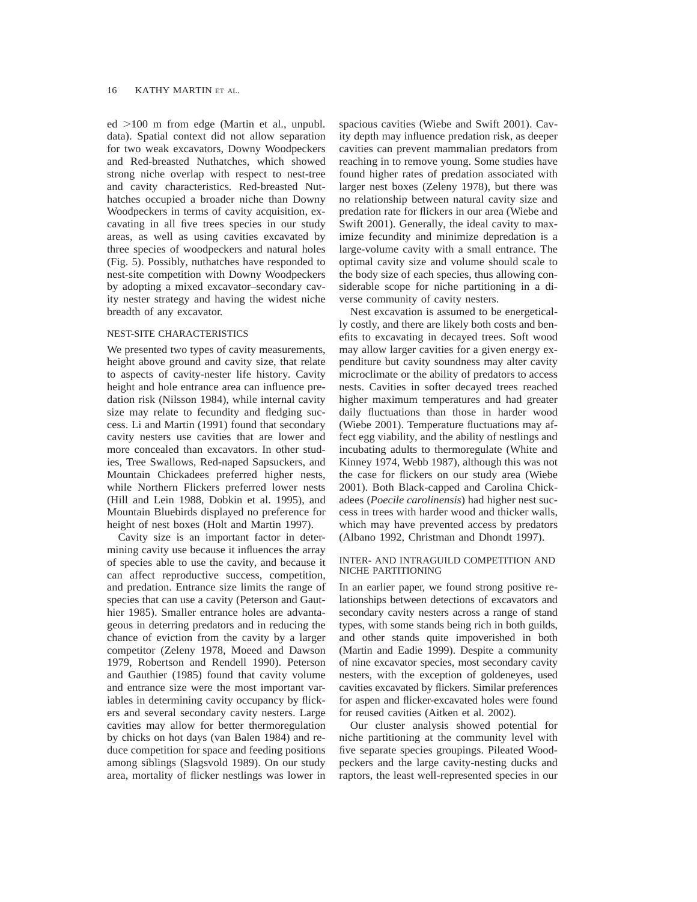ed >100 m from edge (Martin et al., unpubl. data). Spatial context did not allow separation for two weak excavators, Downy Woodpeckers and Red-breasted Nuthatches, which showed strong niche overlap with respect to nest-tree and cavity characteristics. Red-breasted Nuthatches occupied a broader niche than Downy Woodpeckers in terms of cavity acquisition, excavating in all five trees species in our study areas, as well as using cavities excavated by three species of woodpeckers and natural holes (Fig. 5). Possibly, nuthatches have responded to nest-site competition with Downy Woodpeckers by adopting a mixed excavator–secondary cavity nester strategy and having the widest niche breadth of any excavator.

## NEST-SITE CHARACTERISTICS

We presented two types of cavity measurements, height above ground and cavity size, that relate to aspects of cavity-nester life history. Cavity height and hole entrance area can influence predation risk (Nilsson 1984), while internal cavity size may relate to fecundity and fledging success. Li and Martin (1991) found that secondary cavity nesters use cavities that are lower and more concealed than excavators. In other studies, Tree Swallows, Red-naped Sapsuckers, and Mountain Chickadees preferred higher nests, while Northern Flickers preferred lower nests (Hill and Lein 1988, Dobkin et al. 1995), and Mountain Bluebirds displayed no preference for height of nest boxes (Holt and Martin 1997).

Cavity size is an important factor in determining cavity use because it influences the array of species able to use the cavity, and because it can affect reproductive success, competition, and predation. Entrance size limits the range of species that can use a cavity (Peterson and Gauthier 1985). Smaller entrance holes are advantageous in deterring predators and in reducing the chance of eviction from the cavity by a larger competitor (Zeleny 1978, Moeed and Dawson 1979, Robertson and Rendell 1990). Peterson and Gauthier (1985) found that cavity volume and entrance size were the most important variables in determining cavity occupancy by flickers and several secondary cavity nesters. Large cavities may allow for better thermoregulation by chicks on hot days (van Balen 1984) and reduce competition for space and feeding positions among siblings (Slagsvold 1989). On our study area, mortality of flicker nestlings was lower in spacious cavities (Wiebe and Swift 2001). Cavity depth may influence predation risk, as deeper cavities can prevent mammalian predators from reaching in to remove young. Some studies have found higher rates of predation associated with larger nest boxes (Zeleny 1978), but there was no relationship between natural cavity size and predation rate for flickers in our area (Wiebe and Swift 2001). Generally, the ideal cavity to maximize fecundity and minimize depredation is a large-volume cavity with a small entrance. The optimal cavity size and volume should scale to the body size of each species, thus allowing considerable scope for niche partitioning in a diverse community of cavity nesters.

Nest excavation is assumed to be energetically costly, and there are likely both costs and benefits to excavating in decayed trees. Soft wood may allow larger cavities for a given energy expenditure but cavity soundness may alter cavity microclimate or the ability of predators to access nests. Cavities in softer decayed trees reached higher maximum temperatures and had greater daily fluctuations than those in harder wood (Wiebe 2001). Temperature fluctuations may affect egg viability, and the ability of nestlings and incubating adults to thermoregulate (White and Kinney 1974, Webb 1987), although this was not the case for flickers on our study area (Wiebe 2001). Both Black-capped and Carolina Chickadees (*Poecile carolinensis*) had higher nest success in trees with harder wood and thicker walls, which may have prevented access by predators (Albano 1992, Christman and Dhondt 1997).

## INTER- AND INTRAGUILD COMPETITION AND NICHE PARTITIONING

In an earlier paper, we found strong positive relationships between detections of excavators and secondary cavity nesters across a range of stand types, with some stands being rich in both guilds, and other stands quite impoverished in both (Martin and Eadie 1999). Despite a community of nine excavator species, most secondary cavity nesters, with the exception of goldeneyes, used cavities excavated by flickers. Similar preferences for aspen and flicker-excavated holes were found for reused cavities (Aitken et al. 2002).

Our cluster analysis showed potential for niche partitioning at the community level with five separate species groupings. Pileated Woodpeckers and the large cavity-nesting ducks and raptors, the least well-represented species in our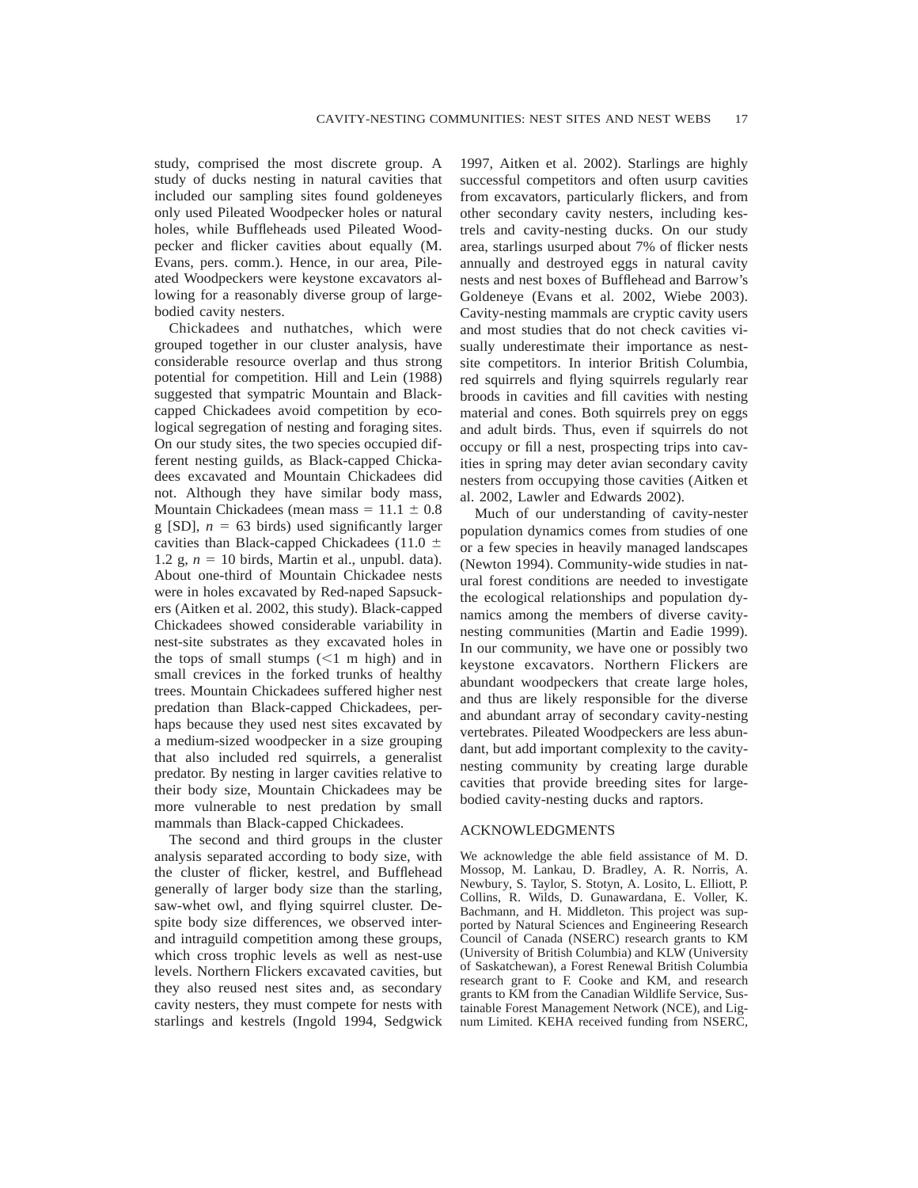study, comprised the most discrete group. A study of ducks nesting in natural cavities that included our sampling sites found goldeneyes only used Pileated Woodpecker holes or natural holes, while Buffleheads used Pileated Woodpecker and flicker cavities about equally (M. Evans, pers. comm.). Hence, in our area, Pileated Woodpeckers were keystone excavators allowing for a reasonably diverse group of large-bodied cavity nesters.

Chickadees and nuthatches, which were grouped together in our cluster analysis, have considerable resource overlap and thus strong potential for competition. Hill and Lein (1988) suggested that sympatric Mountain and Black-capped Chickadees avoid competition by ecological segregation of nesting and foraging sites. On our study sites, the two species occupied different nesting guilds, as Black-capped Chickadees excavated and Mountain Chickadees did not. Although they have similar body mass, Mountain Chickadees (mean mass = $11.1 \pm 0.8$ g [SD], $n = 63$ birds) used significantly larger cavities than Black-capped Chickadees ($11.0 \pm 1.2$ g, $n = 10$ birds, Martin et al., unpubl. data). About one-third of Mountain Chickadee nests were in holes excavated by Red-naped Sapsuckers (Aitken et al. 2002, this study). Black-capped Chickadees showed considerable variability in nest-site substrates as they excavated holes in the tops of small stumps ($<1$ m high) and in small crevices in the forked trunks of healthy trees. Mountain Chickadees suffered higher nest predation than Black-capped Chickadees, perhaps because they used nest sites excavated by a medium-sized woodpecker in a size grouping that also included red squirrels, a generalist predator. By nesting in larger cavities relative to their body size, Mountain Chickadees may be more vulnerable to nest predation by small mammals than Black-capped Chickadees.

The second and third groups in the cluster analysis separated according to body size, with the cluster of flicker, kestrel, and Bufflehead generally of larger body size than the starling, saw-whet owl, and flying squirrel cluster. Despite body size differences, we observed inter- and intraguild competition among these groups, which cross trophic levels as well as nest-use levels. Northern Flickers excavated cavities, but they also reused nest sites and, as secondary cavity nesters, they must compete for nests with starlings and kestrels (Ingold 1994, Sedgwick 1997, Aitken et al. 2002). Starlings are highly successful competitors and often usurp cavities from excavators, particularly flickers, and from other secondary cavity nesters, including kestrels and cavity-nesting ducks. On our study area, starlings usurped about 7% of flicker nests annually and destroyed eggs in natural cavity nests and nest boxes of Bufflehead and Barrow's Goldeneye (Evans et al. 2002, Wiebe 2003). Cavity-nesting mammals are cryptic cavity users and most studies that do not check cavities visually underestimate their importance as nest-site competitors. In interior British Columbia, red squirrels and flying squirrels regularly rear broods in cavities and fill cavities with nesting material and cones. Both squirrels prey on eggs and adult birds. Thus, even if squirrels do not occupy or fill a nest, prospecting trips into cavities in spring may deter avian secondary cavity nesters from occupying those cavities (Aitken et al. 2002, Lawler and Edwards 2002).

Much of our understanding of cavity-nester population dynamics comes from studies of one or a few species in heavily managed landscapes (Newton 1994). Community-wide studies in natural forest conditions are needed to investigate the ecological relationships and population dynamics among the members of diverse cavity-nesting communities (Martin and Eadie 1999). In our community, we have one or possibly two keystone excavators. Northern Flickers are abundant woodpeckers that create large holes, and thus are likely responsible for the diverse and abundant array of secondary cavity-nesting vertebrates. Pileated Woodpeckers are less abundant, but add important complexity to the cavity-nesting community by creating large durable cavities that provide breeding sites for large-bodied cavity-nesting ducks and raptors.

## ACKNOWLEDGMENTS

We acknowledge the able field assistance of M. D. Mossop, M. Lankau, D. Bradley, A. R. Norris, A. Newbury, S. Taylor, S. Stotyn, A. Losito, L. Elliott, P. Collins, R. Wilds, D. Gunawardana, E. Voller, K. Bachmann, and H. Middleton. This project was supported by Natural Sciences and Engineering Research Council of Canada (NSERC) research grants to KM (University of British Columbia) and KLW (University of Saskatchewan), a Forest Renewal British Columbia research grant to F. Cooke and KM, and research grants to KM from the Canadian Wildlife Service, Sustainable Forest Management Network (NCE), and Lignum Limited. KEHA received funding from NSERC,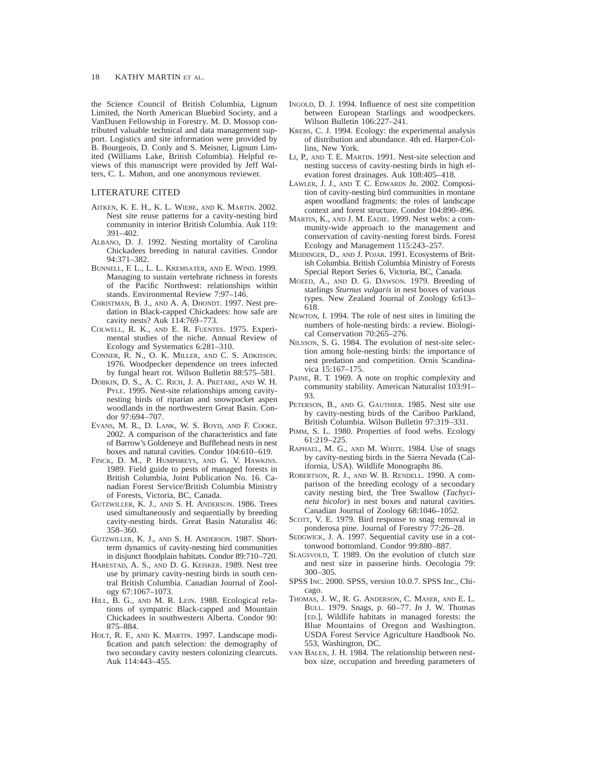the Science Council of British Columbia, Lignum Limited, the North American Bluebird Society, and a VanDusen Fellowship in Forestry. M. D. Mossop contributed valuable technical and data management support. Logistics and site information were provided by B. Bourgeois, D. Conly and S. Meisner, Lignum Limited (Williams Lake, British Columbia). Helpful reviews of this manuscript were provided by Jeff Walters, C. L. Mahon, and one anonymous reviewer.

## LITERATURE CITED

AITKEN, K. E. H., K. L. WIEBE, AND K. MARTIN. 2002. Nest site reuse patterns for a cavity-nesting bird community in interior British Columbia. Auk 119: 391–402.

ALBANO, D. J. 1992. Nesting mortality of Carolina Chickadees breeding in natural cavities. Condor 94:371–382.

BUNNELL, F. L., L. L. KREMSATER, AND E. WIND. 1999. Managing to sustain vertebrate richness in forests of the Pacific Northwest: relationships within stands. Environmental Review 7:97–146.

CHRISTMAN, B. J., AND A. A. DHONDT. 1997. Nest predation in Black-capped Chickadees: how safe are cavity nests? Auk 114:769–773.

COLWELL, R. K., AND E. R. FUENTES. 1975. Experimental studies of the niche. Annual Review of Ecology and Systematics 6:281–310.

CONNER, R. N., O. K. MILLER, AND C. S. ADKISSON. 1976. Woodpecker dependence on trees infected by fungal heart rot. Wilson Bulletin 88:575–581.

DOBKIN, D. S., A. C. RICH, J. A. PRETARE, AND W. H. PYLE. 1995. Nest-site relationships among cavity-nesting birds of riparian and snowpocket aspen woodlands in the northwestern Great Basin. Condor 97:694–707.

EVANS, M. R., D. LANK, W. S. BOYD, AND F. COOKE. 2002. A comparison of the characteristics and fate of Barrow's Goldeneye and Bufflehead nests in nest boxes and natural cavities. Condor 104:610–619.

FINCK, D. M., P. HUMPHREYS, AND G. V. HAWKINS. 1989. Field guide to pests of managed forests in British Columbia, Joint Publication No. 16. Canadian Forest Service/British Columbia Ministry of Forests, Victoria, BC, Canada.

GUTZWILLER, K. J., AND S. H. ANDERSON. 1986. Trees used simultaneously and sequentially by breeding cavity-nesting birds. Great Basin Naturalist 46: 358–360.

GUTZWILLER, K. J., AND S. H. ANDERSON. 1987. Short-term dynamics of cavity-nesting bird communities in disjunct floodplain habitats. Condor 89:710–720.

HARESTAD, A. S., AND D. G. KEISKER. 1989. Nest tree use by primary cavity-nesting birds in south central British Columbia. Canadian Journal of Zoology 67:1067–1073.

HILL, B. G., AND M. R. LEIN. 1988. Ecological relations of sympatric Black-capped and Mountain Chickadees in southwestern Alberta. Condor 90: 875–884.

HOLT, R. F., AND K. MARTIN. 1997. Landscape modification and patch selection: the demography of two secondary cavity nesters colonizing clearcuts. Auk 114:443–455.

INGOLD, D. J. 1994. Influence of nest site competition between European Starlings and woodpeckers. Wilson Bulletin 106:227–241.

KREBS, C. J. 1994. Ecology: the experimental analysis of distribution and abundance. 4th ed. Harper-Collins, New York.

LI, P., AND T. E. MARTIN. 1991. Nest-site selection and nesting success of cavity-nesting birds in high elevation forest drainages. Auk 108:405–418.

LAWLER, J. J., AND T. C. EDWARDS JR. 2002. Composition of cavity-nesting bird communities in montane aspen woodland fragments: the roles of landscape context and forest structure. Condor 104:890–896.

MARTIN, K., AND J. M. EADIE. 1999. Nest webs: a community-wide approach to the management and conservation of cavity-nesting forest birds. Forest Ecology and Management 115:243–257.

MEIDINGER, D., AND J. POJAR. 1991. Ecosystems of British Columbia. British Columbia Ministry of Forests Special Report Series 6, Victoria, BC, Canada.

MOEED, A., AND D. G. DAWSON. 1979. Breeding of starlings *Sturnus vulgaris* in nest boxes of various types. New Zealand Journal of Zoology 6:613–618.

NEWTON, I. 1994. The role of nest sites in limiting the numbers of hole-nesting birds: a review. Biological Conservation 70:265–276.

NILSSON, S. G. 1984. The evolution of nest-site selection among hole-nesting birds: the importance of nest predation and competition. Ornis Scandinavica 15:167–175.

PAINE, R. T. 1969. A note on trophic complexity and community stability. American Naturalist 103:91–93.

PETERSON, B., AND G. GAUTHIER. 1985. Nest site use by cavity-nesting birds of the Cariboo Parkland, British Columbia. Wilson Bulletin 97:319–331.

PIMM, S. L. 1980. Properties of food webs. Ecology 61:219–225.

RAPHAEL, M. G., AND M. WHITE. 1984. Use of snags by cavity-nesting birds in the Sierra Nevada (California, USA). Wildlife Monographs 86.

ROBERTSON, R. J., AND W. B. RENDELL. 1990. A comparison of the breeding ecology of a secondary cavity nesting bird, the Tree Swallow (*Tachycineta bicolor*) in nest boxes and natural cavities. Canadian Journal of Zoology 68:1046–1052.

SCOTT, V. E. 1979. Bird response to snag removal in ponderosa pine. Journal of Forestry 77:26–28.

SEDGWICK, J. A. 1997. Sequential cavity use in a cottonwood bottomland. Condor 99:880–887.

SLAGSVOLD, T. 1989. On the evolution of clutch size and nest size in passerine birds. Oecologia 79: 300–305.

SPSS INC. 2000. SPSS, version 10.0.7. SPSS Inc., Chicago.

THOMAS, J. W., R. G. ANDERSON, C. MASER, AND E. L. BULL. 1979. Snags, p. 60–77. *In* J. W. Thomas [ED.], Wildlife habitats in managed forests: the Blue Mountains of Oregon and Washington. USDA Forest Service Agriculture Handbook No. 553, Washington, DC.

VAN BALEN, J. H. 1984. The relationship between nest-box size, occupation and breeding parameters of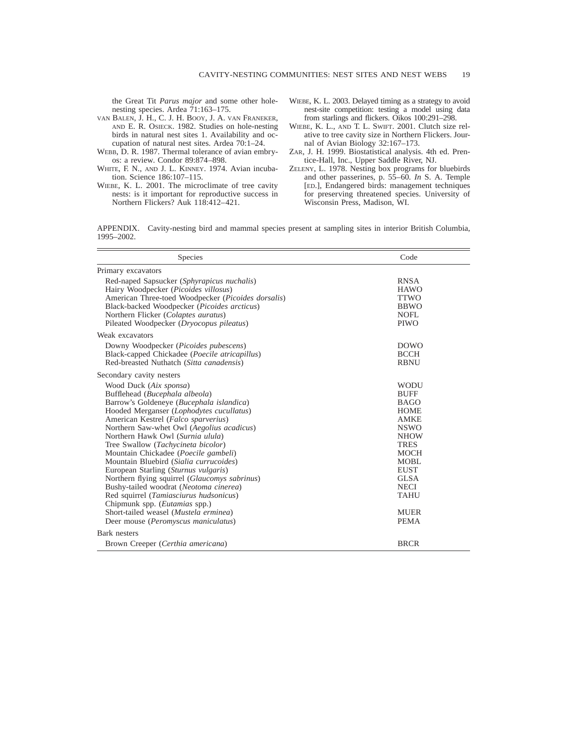the Great Tit *Parus major* and some other hole-nesting species. Ardea 71:163–175.

VAN BALEN, J. H., C. J. H. BOOY, J. A. VAN FRANEKER, AND E. R. OSIECK. 1982. Studies on hole-nesting birds in natural nest sites 1. Availability and occupation of natural nest sites. Ardea 70:1–24.

WEBB, D. R. 1987. Thermal tolerance of avian embryos: a review. Condor 89:874–898.

WHITE, F. N., AND J. L. KINNEY. 1974. Avian incubation. Science 186:107–115.

WIEBE, K. L. 2001. The microclimate of tree cavity nests: is it important for reproductive success in Northern Flickers? Auk 118:412–421.

WIEBE, K. L. 2003. Delayed timing as a strategy to avoid nest-site competition: testing a model using data from starlings and flickers. Oikos 100:291–298.

WIEBE, K. L., AND T. L. SWIFT. 2001. Clutch size relative to tree cavity size in Northern Flickers. Journal of Avian Biology 32:167–173.

ZAR, J. H. 1999. Biostatistical analysis. 4th ed. Prentice-Hall, Inc., Upper Saddle River, NJ.

ZELENY, L. 1978. Nesting box programs for bluebirds and other passerines, p. 55–60. *In* S. A. Temple [ED.], Endangered birds: management techniques for preserving threatened species. University of Wisconsin Press, Madison, WI.

APPENDIX. Cavity-nesting bird and mammal species present at sampling sites in interior British Columbia, 1995–2002.

| Species | Code |
|---|---|
| Primary excavators | |
| Red-naped Sapsucker (*Sphyrapicus nuchalis*) | RNSA |
| Hairy Woodpecker (*Picoides villosus*) | HAWO |
| American Three-toed Woodpecker (*Picoides dorsalis*) | TTWO |
| Black-backed Woodpecker (*Picoides arcticus*) | BBWO |
| Northern Flicker (*Colaptes auratus*) | NOFL |
| Pileated Woodpecker (*Dryocopus pileatus*) | PIWO |
| Weak excavators | |
| Downy Woodpecker (*Picoides pubescens*) | DOWO |
| Black-capped Chickadee (*Poecile atricapillus*) | BCCH |
| Red-breasted Nuthatch (*Sitta canadensis*) | RBNU |
| Secondary cavity nesters | |
| Wood Duck (*Aix sponsa*) | WODU |
| Bufflehead (*Bucephala albeola*) | BUFF |
| Barrow's Goldeneye (*Bucephala islandica*) | BAGO |
| Hooded Merganser (*Lophodytes cucullatus*) | HOME |
| American Kestrel (*Falco sparverius*) | AMKE |
| Northern Saw-whet Owl (*Aegolius acadicus*) | NSWO |
| Northern Hawk Owl (*Surnia ulula*) | NHOW |
| Tree Swallow (*Tachycineta bicolor*) | TRES |
| Mountain Chickadee (*Poecile gambeli*) | MOCH |
| Mountain Bluebird (*Sialia currucoides*) | MOBL |
| European Starling (*Sturnus vulgaris*) | EUST |
| Northern flying squirrel (*Glaucomys sabrinus*) | GLSA |
| Bushy-tailed woodrat (*Neotoma cinerea*) | NECI |
| Red squirrel (*Tamiasciurus hudsonicus*) | TAHU |
| Chipmunk spp. (*Eutamias* spp.) | |
| Short-tailed weasel (*Mustela erminea*) | MUER |
| Deer mouse (*Peromyscus maniculatus*) | PEMA |
| Bark nesters | |
| Brown Creeper (*Certhia americana*) | BRCR |